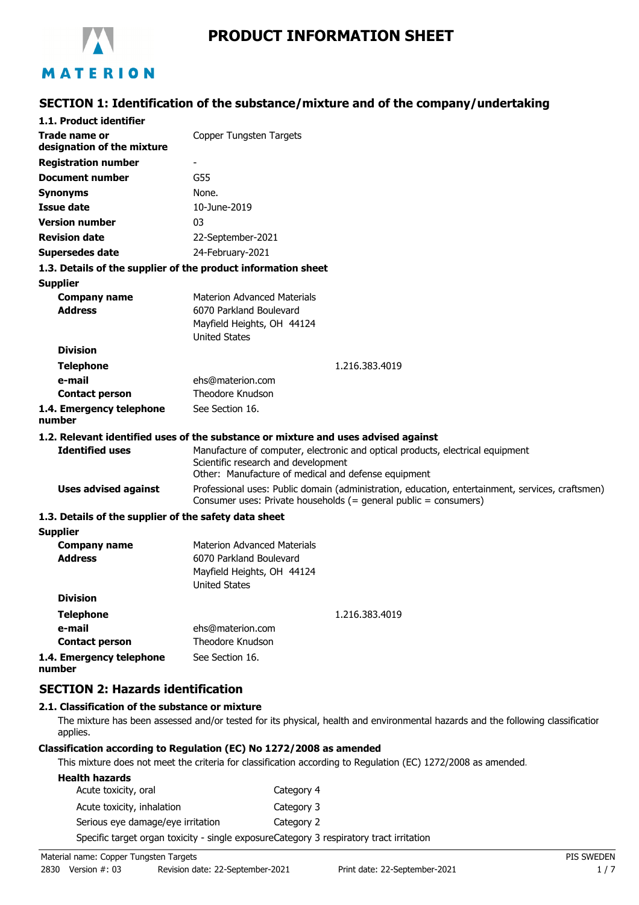MATERION

# PRODUCT INFORMATION SHEET

## SECTION 1: Identification of the substance/mixture and of the company/undertaking

### 1.1. Product identifier

| | |
|---|---|
| **Trade name or designation of the mixture** | Copper Tungsten Targets |
| **Registration number** | - |
| **Document number** | G55 |
| **Synonyms** | None. |
| **Issue date** | 10-June-2019 |
| **Version number** | 03 |
| **Revision date** | 22-September-2021 |
| **Supersedes date** | 24-February-2021 |

### 1.3. Details of the supplier of the product information sheet

**Supplier**

| | |
|---|---|
| **Company name** | Materion Advanced Materials |
| **Address** | 6070 Parkland Boulevard<br>Mayfield Heights, OH 44124<br>United States |
| **Division** | |
| **Telephone** | 1.216.383.4019 |
| **e-mail** | ehs@materion.com |
| **Contact person** | Theodore Knudson |
| **1.4. Emergency telephone number** | See Section 16. |

### 1.2. Relevant identified uses of the substance or mixture and uses advised against

| | |
|---|---|
| **Identified uses** | Manufacture of computer, electronic and optical products, electrical equipment<br>Scientific research and development<br>Other: Manufacture of medical and defense equipment |
| **Uses advised against** | Professional uses: Public domain (administration, education, entertainment, services, craftsmen)<br>Consumer uses: Private households (= general public = consumers) |

### 1.3. Details of the supplier of the safety data sheet

**Supplier**

| | |
|---|---|
| **Company name** | Materion Advanced Materials |
| **Address** | 6070 Parkland Boulevard<br>Mayfield Heights, OH 44124<br>United States |
| **Division** | |
| **Telephone** | 1.216.383.4019 |
| **e-mail** | ehs@materion.com |
| **Contact person** | Theodore Knudson |
| **1.4. Emergency telephone number** | See Section 16. |

## SECTION 2: Hazards identification

### 2.1. Classification of the substance or mixture

The mixture has been assessed and/or tested for its physical, health and environmental hazards and the following classification applies.

**Classification according to Regulation (EC) No 1272/2008 as amended**

This mixture does not meet the criteria for classification according to Regulation (EC) 1272/2008 as amended.

**Health hazards**

| | |
|---|---|
| Acute toxicity, oral | Category 4 |
| Acute toxicity, inhalation | Category 3 |
| Serious eye damage/eye irritation | Category 2 |
| Specific target organ toxicity - single exposure | Category 3 respiratory tract irritation |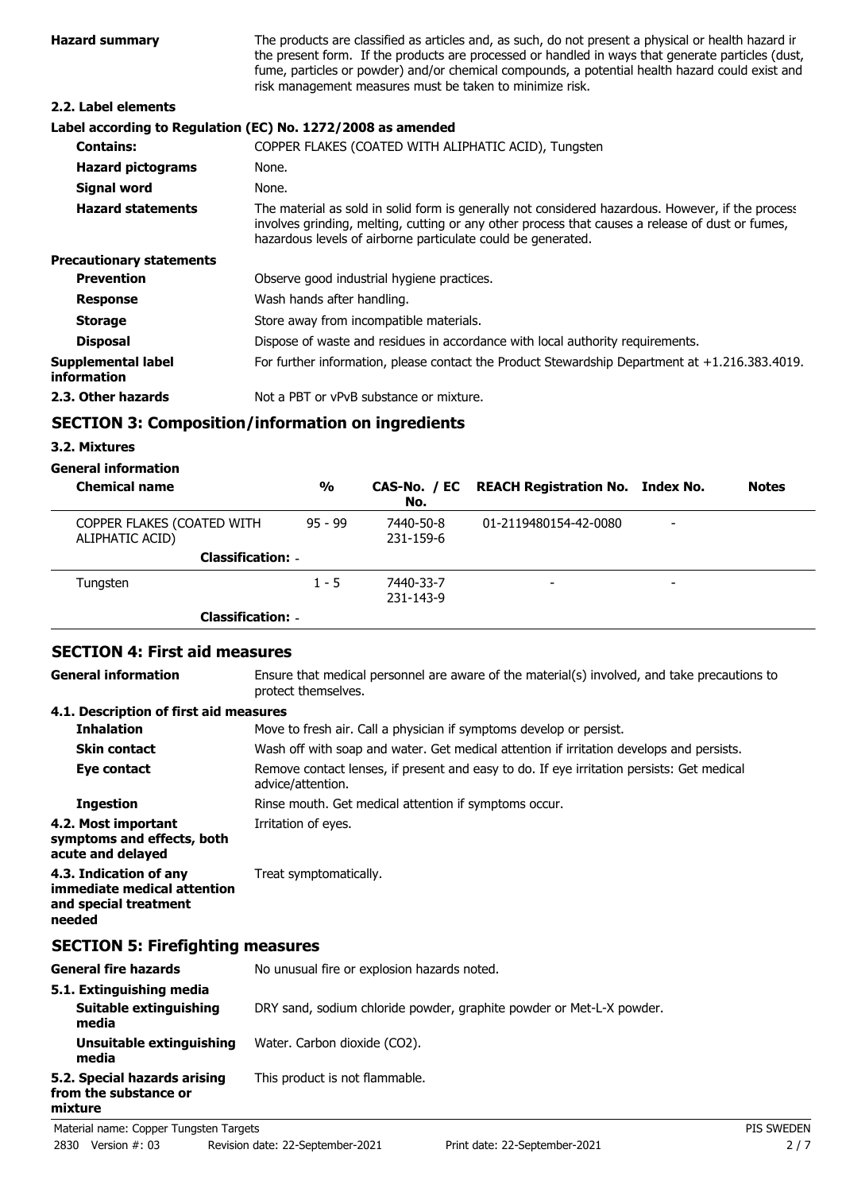| | |
|---|---|
| **Hazard summary** | The products are classified as articles and, as such, do not present a physical or health hazard in the present form. If the products are processed or handled in ways that generate particles (dust, fume, particles or powder) and/or chemical compounds, a potential health hazard could exist and risk management measures must be taken to minimize risk. |

### 2.2. Label elements

**Label according to Regulation (EC) No. 1272/2008 as amended**

| | |
|---|---|
| **Contains:** | COPPER FLAKES (COATED WITH ALIPHATIC ACID), Tungsten |
| **Hazard pictograms** | None. |
| **Signal word** | None. |
| **Hazard statements** | The material as sold in solid form is generally not considered hazardous. However, if the process involves grinding, melting, cutting or any other process that causes a release of dust or fumes, hazardous levels of airborne particulate could be generated. |

**Precautionary statements**

| | |
|---|---|
| **Prevention** | Observe good industrial hygiene practices. |
| **Response** | Wash hands after handling. |
| **Storage** | Store away from incompatible materials. |
| **Disposal** | Dispose of waste and residues in accordance with local authority requirements. |
| **Supplemental label information** | For further information, please contact the Product Stewardship Department at +1.216.383.4019. |
| **2.3. Other hazards** | Not a PBT or vPvB substance or mixture. |

## SECTION 3: Composition/information on ingredients

### 3.2. Mixtures

**General information**

| Chemical name | % | CAS-No. / EC No. | REACH Registration No. | Index No. | Notes |
|---|---|---|---|---|---|
| COPPER FLAKES (COATED WITH ALIPHATIC ACID) | 95 - 99 | 7440-50-8 231-159-6 | 01-2119480154-42-0080 | - | |
| **Classification:** - | | | | | |
| Tungsten | 1 - 5 | 7440-33-7 231-143-9 | - | - | |
| **Classification:** - | | | | | |

## SECTION 4: First aid measures

| | |
|---|---|
| **General information** | Ensure that medical personnel are aware of the material(s) involved, and take precautions to protect themselves. |

### 4.1. Description of first aid measures

| | |
|---|---|
| **Inhalation** | Move to fresh air. Call a physician if symptoms develop or persist. |
| **Skin contact** | Wash off with soap and water. Get medical attention if irritation develops and persists. |
| **Eye contact** | Remove contact lenses, if present and easy to do. If eye irritation persists: Get medical advice/attention. |
| **Ingestion** | Rinse mouth. Get medical attention if symptoms occur. |
| **4.2. Most important symptoms and effects, both acute and delayed** | Irritation of eyes. |
| **4.3. Indication of any immediate medical attention and special treatment needed** | Treat symptomatically. |

## SECTION 5: Firefighting measures

| | |
|---|---|
| **General fire hazards** | No unusual fire or explosion hazards noted. |

### 5.1. Extinguishing media

| | |
|---|---|
| **Suitable extinguishing media** | DRY sand, sodium chloride powder, graphite powder or Met-L-X powder. |
| **Unsuitable extinguishing media** | Water. Carbon dioxide ($CO_2$). |
| **5.2. Special hazards arising from the substance or mixture** | This product is not flammable. |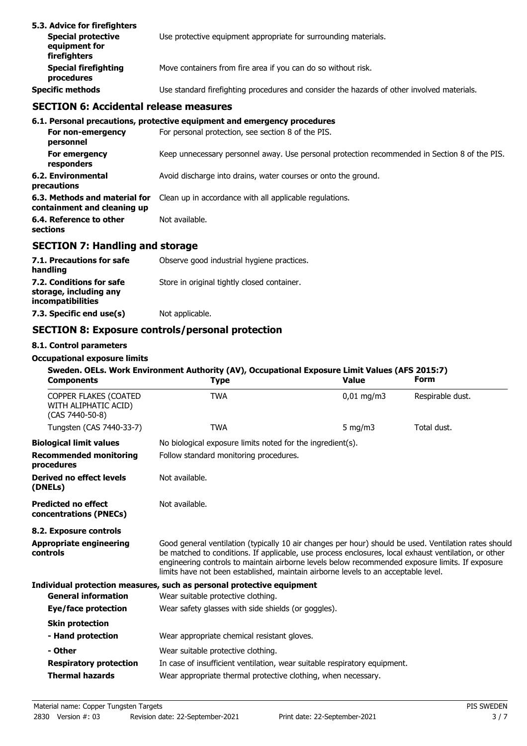### 5.3. Advice for firefighters

| | |
|---|---|
| **Special protective equipment for firefighters** | Use protective equipment appropriate for surrounding materials. |
| **Special firefighting procedures** | Move containers from fire area if you can do so without risk. |
| **Specific methods** | Use standard firefighting procedures and consider the hazards of other involved materials. |

## SECTION 6: Accidental release measures

### 6.1. Personal precautions, protective equipment and emergency procedures

| | |
|---|---|
| **For non-emergency personnel** | For personal protection, see section 8 of the PIS. |
| **For emergency responders** | Keep unnecessary personnel away. Use personal protection recommended in Section 8 of the PIS. |
| **6.2. Environmental precautions** | Avoid discharge into drains, water courses or onto the ground. |
| **6.3. Methods and material for containment and cleaning up** | Clean up in accordance with all applicable regulations. |
| **6.4. Reference to other sections** | Not available. |

## SECTION 7: Handling and storage

| | |
|---|---|
| **7.1. Precautions for safe handling** | Observe good industrial hygiene practices. |
| **7.2. Conditions for safe storage, including any incompatibilities** | Store in original tightly closed container. |
| **7.3. Specific end use(s)** | Not applicable. |

## SECTION 8: Exposure controls/personal protection

### 8.1. Control parameters

**Occupational exposure limits**

**Sweden. OELs. Work Environment Authority (AV), Occupational Exposure Limit Values (AFS 2015:7)**

| Components | Type | Value | Form |
|---|---|---|---|
| COPPER FLAKES (COATED WITH ALIPHATIC ACID) (CAS 7440-50-8) | TWA | 0,01 mg/m3 | Respirable dust. |
| Tungsten (CAS 7440-33-7) | TWA | 5 mg/m3 | Total dust. |

| | |
|---|---|
| **Biological limit values** | No biological exposure limits noted for the ingredient(s). |
| **Recommended monitoring procedures** | Follow standard monitoring procedures. |
| **Derived no effect levels (DNELs)** | Not available. |
| **Predicted no effect concentrations (PNECs)** | Not available. |

### 8.2. Exposure controls

| | |
|---|---|
| **Appropriate engineering controls** | Good general ventilation (typically 10 air changes per hour) should be used. Ventilation rates should be matched to conditions. If applicable, use process enclosures, local exhaust ventilation, or other engineering controls to maintain airborne levels below recommended exposure limits. If exposure limits have not been established, maintain airborne levels to an acceptable level. |

**Individual protection measures, such as personal protective equipment**

| | |
|---|---|
| **General information** | Wear suitable protective clothing. |
| **Eye/face protection** | Wear safety glasses with side shields (or goggles). |
| **Skin protection** | |
| **- Hand protection** | Wear appropriate chemical resistant gloves. |
| **- Other** | Wear suitable protective clothing. |
| **Respiratory protection** | In case of insufficient ventilation, wear suitable respiratory equipment. |
| **Thermal hazards** | Wear appropriate thermal protective clothing, when necessary. |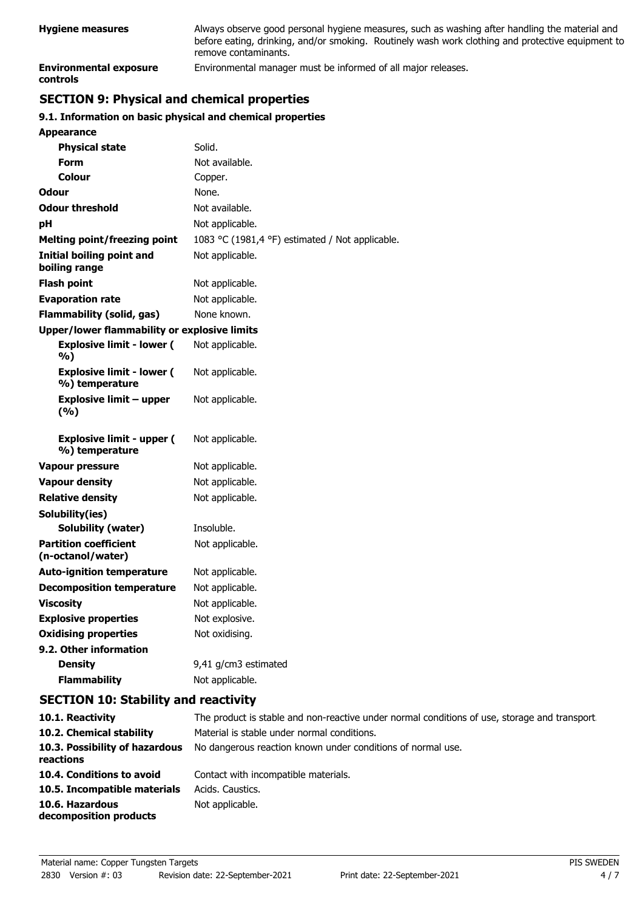| | |
|---|---|
| **Hygiene measures** | Always observe good personal hygiene measures, such as washing after handling the material and before eating, drinking, and/or smoking. Routinely wash work clothing and protective equipment to remove contaminants. |
| **Environmental exposure controls** | Environmental manager must be informed of all major releases. |

## SECTION 9: Physical and chemical properties

### 9.1. Information on basic physical and chemical properties

| | |
|---|---|
| **Appearance** | |
| **Physical state** | Solid. |
| **Form** | Not available. |
| **Colour** | Copper. |
| **Odour** | None. |
| **Odour threshold** | Not available. |
| **pH** | Not applicable. |
| **Melting point/freezing point** | 1083 °C (1981,4 °F) estimated / Not applicable. |
| **Initial boiling point and boiling range** | Not applicable. |
| **Flash point** | Not applicable. |
| **Evaporation rate** | Not applicable. |
| **Flammability (solid, gas)** | None known. |
| **Upper/lower flammability or explosive limits** | |
| **Explosive limit - lower ( %)** | Not applicable. |
| **Explosive limit - lower ( %) temperature** | Not applicable. |
| **Explosive limit – upper (%)** | Not applicable. |
| **Explosive limit - upper ( %) temperature** | Not applicable. |
| **Vapour pressure** | Not applicable. |
| **Vapour density** | Not applicable. |
| **Relative density** | Not applicable. |
| **Solubility(ies)** | |
| **Solubility (water)** | Insoluble. |
| **Partition coefficient (n-octanol/water)** | Not applicable. |
| **Auto-ignition temperature** | Not applicable. |
| **Decomposition temperature** | Not applicable. |
| **Viscosity** | Not applicable. |
| **Explosive properties** | Not explosive. |
| **Oxidising properties** | Not oxidising. |
| **9.2. Other information** | |
| **Density** | 9,41 g/cm3 estimated |
| **Flammability** | Not applicable. |

## SECTION 10: Stability and reactivity

| | |
|---|---|
| **10.1. Reactivity** | The product is stable and non-reactive under normal conditions of use, storage and transport. |
| **10.2. Chemical stability** | Material is stable under normal conditions. |
| **10.3. Possibility of hazardous reactions** | No dangerous reaction known under conditions of normal use. |
| **10.4. Conditions to avoid** | Contact with incompatible materials. |
| **10.5. Incompatible materials** | Acids. Caustics. |
| **10.6. Hazardous decomposition products** | Not applicable. |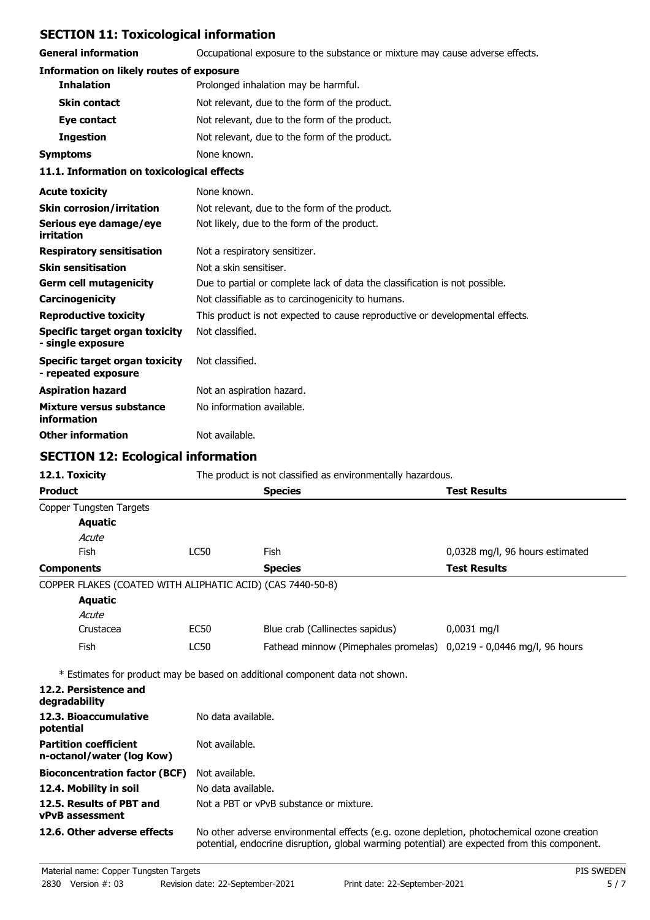## SECTION 11: Toxicological information

**General information** Occupational exposure to the substance or mixture may cause adverse effects.

**Information on likely routes of exposure**

| | |
|---|---|
| **Inhalation** | Prolonged inhalation may be harmful. |
| **Skin contact** | Not relevant, due to the form of the product. |
| **Eye contact** | Not relevant, due to the form of the product. |
| **Ingestion** | Not relevant, due to the form of the product. |
| **Symptoms** | None known. |

**11.1. Information on toxicological effects**

| | |
|---|---|
| **Acute toxicity** | None known. |
| **Skin corrosion/irritation** | Not relevant, due to the form of the product. |
| **Serious eye damage/eye irritation** | Not likely, due to the form of the product. |
| **Respiratory sensitisation** | Not a respiratory sensitizer. |
| **Skin sensitisation** | Not a skin sensitiser. |
| **Germ cell mutagenicity** | Due to partial or complete lack of data the classification is not possible. |
| **Carcinogenicity** | Not classifiable as to carcinogenicity to humans. |
| **Reproductive toxicity** | This product is not expected to cause reproductive or developmental effects. |
| **Specific target organ toxicity - single exposure** | Not classified. |
| **Specific target organ toxicity - repeated exposure** | Not classified. |
| **Aspiration hazard** | Not an aspiration hazard. |
| **Mixture versus substance information** | No information available. |
| **Other information** | Not available. |

## SECTION 12: Ecological information

**12.1. Toxicity** The product is not classified as environmentally hazardous.

| **Product** | | **Species** | **Test Results** |
|---|---|---|---|
| Copper Tungsten Targets | | | |
| **Aquatic** | | | |
| *Acute* | | | |
| Fish | LC50 | Fish | 0,0328 mg/l, 96 hours estimated |

| **Components** | | **Species** | **Test Results** |
|---|---|---|---|
| COPPER FLAKES (COATED WITH ALIPHATIC ACID) (CAS 7440-50-8) | | | |
| **Aquatic** | | | |
| *Acute* | | | |
| Crustacea | EC50 | Blue crab (Callinectes sapidus) | 0,0031 mg/l |
| Fish | LC50 | Fathead minnow (Pimephales promelas) | 0,0219 - 0,0446 mg/l, 96 hours |

* Estimates for product may be based on additional component data not shown.

| | |
|---|---|
| **12.2. Persistence and degradability** | |
| **12.3. Bioaccumulative potential** | No data available. |
| **Partition coefficient n-octanol/water (log Kow)** | Not available. |
| **Bioconcentration factor (BCF)** | Not available. |
| **12.4. Mobility in soil** | No data available. |
| **12.5. Results of PBT and vPvB assessment** | Not a PBT or vPvB substance or mixture. |
| **12.6. Other adverse effects** | No other adverse environmental effects (e.g. ozone depletion, photochemical ozone creation potential, endocrine disruption, global warming potential) are expected from this component. |

Material name: Copper Tungsten Targets
2830 Version #: 03 Revision date: 22-September-2021 Print date: 22-September-2021
PIS SWEDEN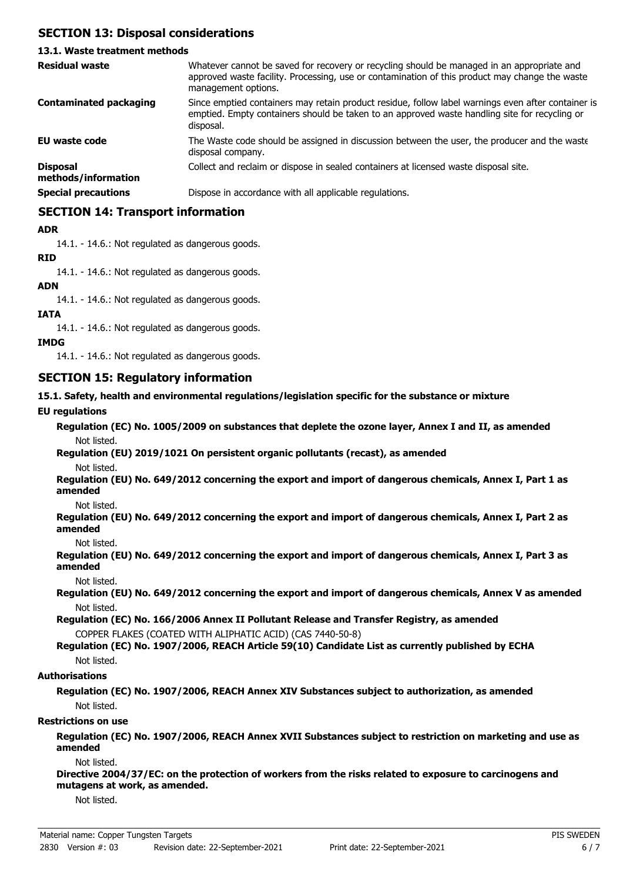## SECTION 13: Disposal considerations

### 13.1. Waste treatment methods

| | |
|---|---|
| **Residual waste** | Whatever cannot be saved for recovery or recycling should be managed in an appropriate and approved waste facility. Processing, use or contamination of this product may change the waste management options. |
| **Contaminated packaging** | Since emptied containers may retain product residue, follow label warnings even after container is emptied. Empty containers should be taken to an approved waste handling site for recycling or disposal. |
| **EU waste code** | The Waste code should be assigned in discussion between the user, the producer and the waste disposal company. |
| **Disposal methods/information** | Collect and reclaim or dispose in sealed containers at licensed waste disposal site. |
| **Special precautions** | Dispose in accordance with all applicable regulations. |

## SECTION 14: Transport information

**ADR**

14.1. - 14.6.: Not regulated as dangerous goods.

**RID**

14.1. - 14.6.: Not regulated as dangerous goods.

**ADN**

14.1. - 14.6.: Not regulated as dangerous goods.

**IATA**

14.1. - 14.6.: Not regulated as dangerous goods.

**IMDG**

14.1. - 14.6.: Not regulated as dangerous goods.

## SECTION 15: Regulatory information

### 15.1. Safety, health and environmental regulations/legislation specific for the substance or mixture

**EU regulations**

**Regulation (EC) No. 1005/2009 on substances that deplete the ozone layer, Annex I and II, as amended**

Not listed.

**Regulation (EU) 2019/1021 On persistent organic pollutants (recast), as amended**

Not listed.

**Regulation (EU) No. 649/2012 concerning the export and import of dangerous chemicals, Annex I, Part 1 as amended**

Not listed.

**Regulation (EU) No. 649/2012 concerning the export and import of dangerous chemicals, Annex I, Part 2 as amended**

Not listed.

**Regulation (EU) No. 649/2012 concerning the export and import of dangerous chemicals, Annex I, Part 3 as amended**

Not listed.

**Regulation (EU) No. 649/2012 concerning the export and import of dangerous chemicals, Annex V as amended**

Not listed.

**Regulation (EC) No. 166/2006 Annex II Pollutant Release and Transfer Registry, as amended**

COPPER FLAKES (COATED WITH ALIPHATIC ACID) (CAS 7440-50-8)

**Regulation (EC) No. 1907/2006, REACH Article 59(10) Candidate List as currently published by ECHA**

Not listed.

**Authorisations**

**Regulation (EC) No. 1907/2006, REACH Annex XIV Substances subject to authorization, as amended**

Not listed.

**Restrictions on use**

**Regulation (EC) No. 1907/2006, REACH Annex XVII Substances subject to restriction on marketing and use as amended**

Not listed.

**Directive 2004/37/EC: on the protection of workers from the risks related to exposure to carcinogens and mutagens at work, as amended.**

Not listed.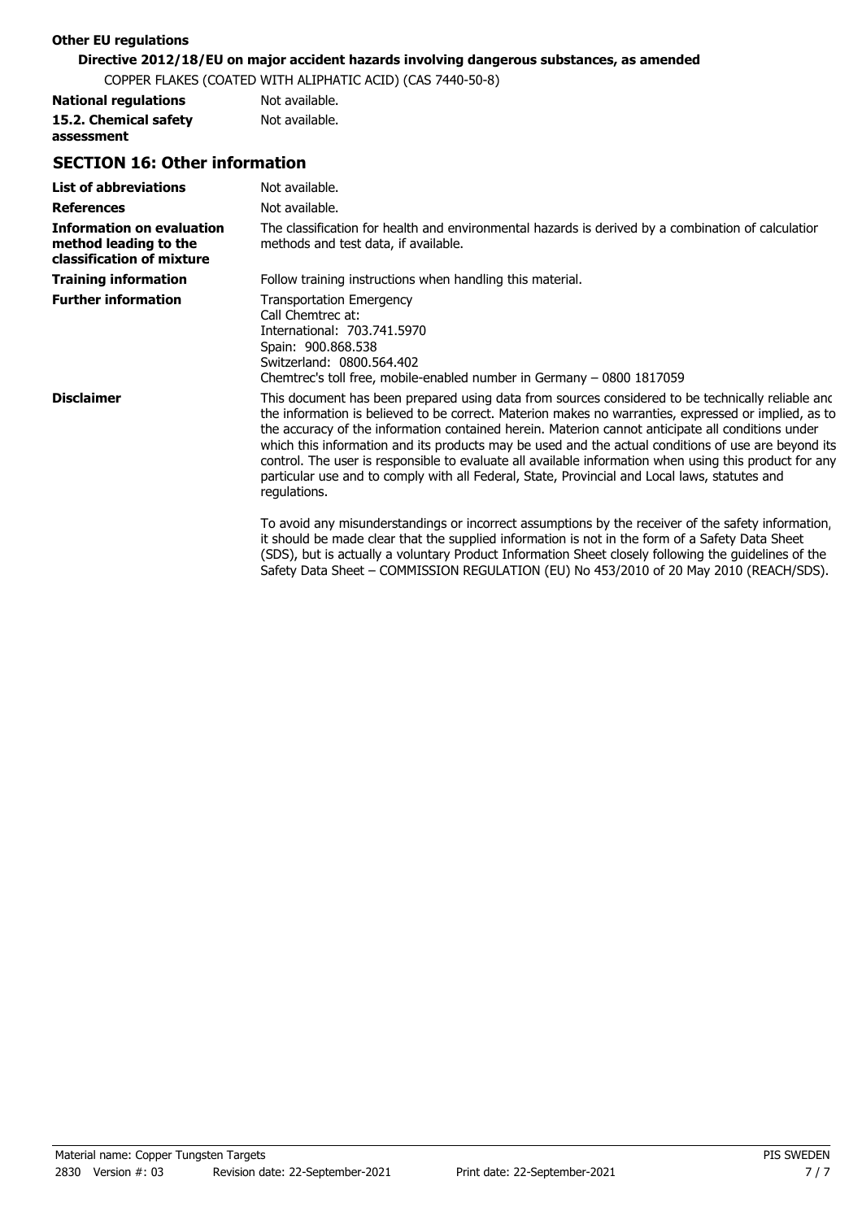**Other EU regulations**

**Directive 2012/18/EU on major accident hazards involving dangerous substances, as amended**

COPPER FLAKES (COATED WITH ALIPHATIC ACID) (CAS 7440-50-8)

| | |
|---|---|
| **National regulations** | Not available. |
| **15.2. Chemical safety assessment** | Not available. |

## SECTION 16: Other information

| | |
|---|---|
| **List of abbreviations** | Not available. |
| **References** | Not available. |
| **Information on evaluation method leading to the classification of mixture** | The classification for health and environmental hazards is derived by a combination of calculatior methods and test data, if available. |
| **Training information** | Follow training instructions when handling this material. |
| **Further information** | Transportation Emergency<br>Call Chemtrec at:<br>International: 703.741.5970<br>Spain: 900.868.538<br>Switzerland: 0800.564.402<br>Chemtrec's toll free, mobile-enabled number in Germany – 0800 1817059 |
| **Disclaimer** | This document has been prepared using data from sources considered to be technically reliable anc the information is believed to be correct. Materion makes no warranties, expressed or implied, as to the accuracy of the information contained herein. Materion cannot anticipate all conditions under which this information and its products may be used and the actual conditions of use are beyond its control. The user is responsible to evaluate all available information when using this product for any particular use and to comply with all Federal, State, Provincial and Local laws, statutes and regulations.<br><br>To avoid any misunderstandings or incorrect assumptions by the receiver of the safety information, it should be made clear that the supplied information is not in the form of a Safety Data Sheet (SDS), but is actually a voluntary Product Information Sheet closely following the guidelines of the Safety Data Sheet – COMMISSION REGULATION (EU) No 453/2010 of 20 May 2010 (REACH/SDS). |